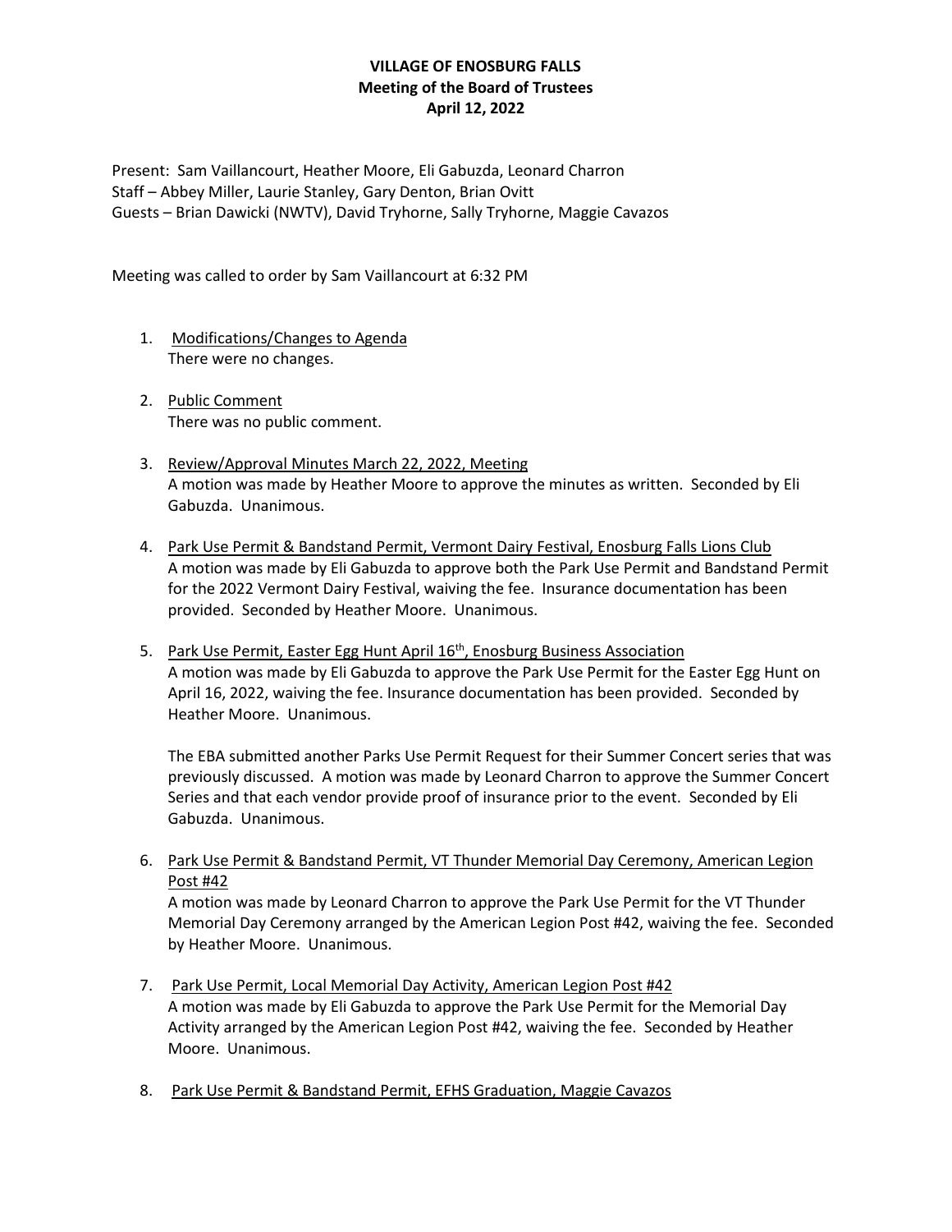**VILLAGE OF ENOSBURG FALLS**
**Meeting of the Board of Trustees**
**April 12, 2022**

Present: Sam Vaillancourt, Heather Moore, Eli Gabuzda, Leonard Charron
Staff – Abbey Miller, Laurie Stanley, Gary Denton, Brian Ovitt
Guests – Brian Dawicki (NWTV), David Tryhorne, Sally Tryhorne, Maggie Cavazos

Meeting was called to order by Sam Vaillancourt at 6:32 PM

1. Modifications/Changes to Agenda
   There were no changes.

2. Public Comment
   There was no public comment.

3. Review/Approval Minutes March 22, 2022, Meeting
   A motion was made by Heather Moore to approve the minutes as written. Seconded by Eli Gabuzda. Unanimous.

4. Park Use Permit & Bandstand Permit, Vermont Dairy Festival, Enosburg Falls Lions Club
   A motion was made by Eli Gabuzda to approve both the Park Use Permit and Bandstand Permit for the 2022 Vermont Dairy Festival, waiving the fee. Insurance documentation has been provided. Seconded by Heather Moore. Unanimous.

5. Park Use Permit, Easter Egg Hunt April 16th, Enosburg Business Association
   A motion was made by Eli Gabuzda to approve the Park Use Permit for the Easter Egg Hunt on April 16, 2022, waiving the fee. Insurance documentation has been provided. Seconded by Heather Moore. Unanimous.

   The EBA submitted another Parks Use Permit Request for their Summer Concert series that was previously discussed. A motion was made by Leonard Charron to approve the Summer Concert Series and that each vendor provide proof of insurance prior to the event. Seconded by Eli Gabuzda. Unanimous.

6. Park Use Permit & Bandstand Permit, VT Thunder Memorial Day Ceremony, American Legion Post #42
   A motion was made by Leonard Charron to approve the Park Use Permit for the VT Thunder Memorial Day Ceremony arranged by the American Legion Post #42, waiving the fee. Seconded by Heather Moore. Unanimous.

7. Park Use Permit, Local Memorial Day Activity, American Legion Post #42
   A motion was made by Eli Gabuzda to approve the Park Use Permit for the Memorial Day Activity arranged by the American Legion Post #42, waiving the fee. Seconded by Heather Moore. Unanimous.

8. Park Use Permit & Bandstand Permit, EFHS Graduation, Maggie Cavazos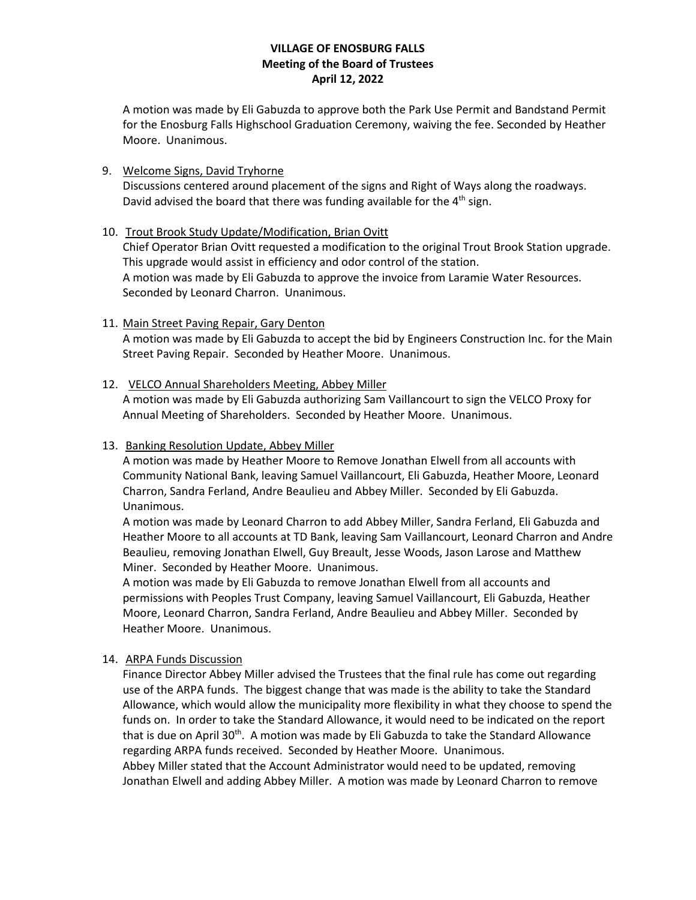# VILLAGE OF ENOSBURG FALLS
## Meeting of the Board of Trustees
## April 12, 2022

A motion was made by Eli Gabuzda to approve both the Park Use Permit and Bandstand Permit for the Enosburg Falls Highschool Graduation Ceremony, waiving the fee. Seconded by Heather Moore. Unanimous.

9. Welcome Signs, David Tryhorne
   Discussions centered around placement of the signs and Right of Ways along the roadways. David advised the board that there was funding available for the 4th sign.

10. Trout Brook Study Update/Modification, Brian Ovitt
    Chief Operator Brian Ovitt requested a modification to the original Trout Brook Station upgrade. This upgrade would assist in efficiency and odor control of the station.
    A motion was made by Eli Gabuzda to approve the invoice from Laramie Water Resources. Seconded by Leonard Charron. Unanimous.

11. Main Street Paving Repair, Gary Denton
    A motion was made by Eli Gabuzda to accept the bid by Engineers Construction Inc. for the Main Street Paving Repair. Seconded by Heather Moore. Unanimous.

12. VELCO Annual Shareholders Meeting, Abbey Miller
    A motion was made by Eli Gabuzda authorizing Sam Vaillancourt to sign the VELCO Proxy for Annual Meeting of Shareholders. Seconded by Heather Moore. Unanimous.

13. Banking Resolution Update, Abbey Miller
    A motion was made by Heather Moore to Remove Jonathan Elwell from all accounts with Community National Bank, leaving Samuel Vaillancourt, Eli Gabuzda, Heather Moore, Leonard Charron, Sandra Ferland, Andre Beaulieu and Abbey Miller. Seconded by Eli Gabuzda. Unanimous.
    A motion was made by Leonard Charron to add Abbey Miller, Sandra Ferland, Eli Gabuzda and Heather Moore to all accounts at TD Bank, leaving Sam Vaillancourt, Leonard Charron and Andre Beaulieu, removing Jonathan Elwell, Guy Breault, Jesse Woods, Jason Larose and Matthew Miner. Seconded by Heather Moore. Unanimous.
    A motion was made by Eli Gabuzda to remove Jonathan Elwell from all accounts and permissions with Peoples Trust Company, leaving Samuel Vaillancourt, Eli Gabuzda, Heather Moore, Leonard Charron, Sandra Ferland, Andre Beaulieu and Abbey Miller. Seconded by Heather Moore. Unanimous.

14. ARPA Funds Discussion
    Finance Director Abbey Miller advised the Trustees that the final rule has come out regarding use of the ARPA funds. The biggest change that was made is the ability to take the Standard Allowance, which would allow the municipality more flexibility in what they choose to spend the funds on. In order to take the Standard Allowance, it would need to be indicated on the report that is due on April 30th. A motion was made by Eli Gabuzda to take the Standard Allowance regarding ARPA funds received. Seconded by Heather Moore. Unanimous.
    Abbey Miller stated that the Account Administrator would need to be updated, removing Jonathan Elwell and adding Abbey Miller. A motion was made by Leonard Charron to remove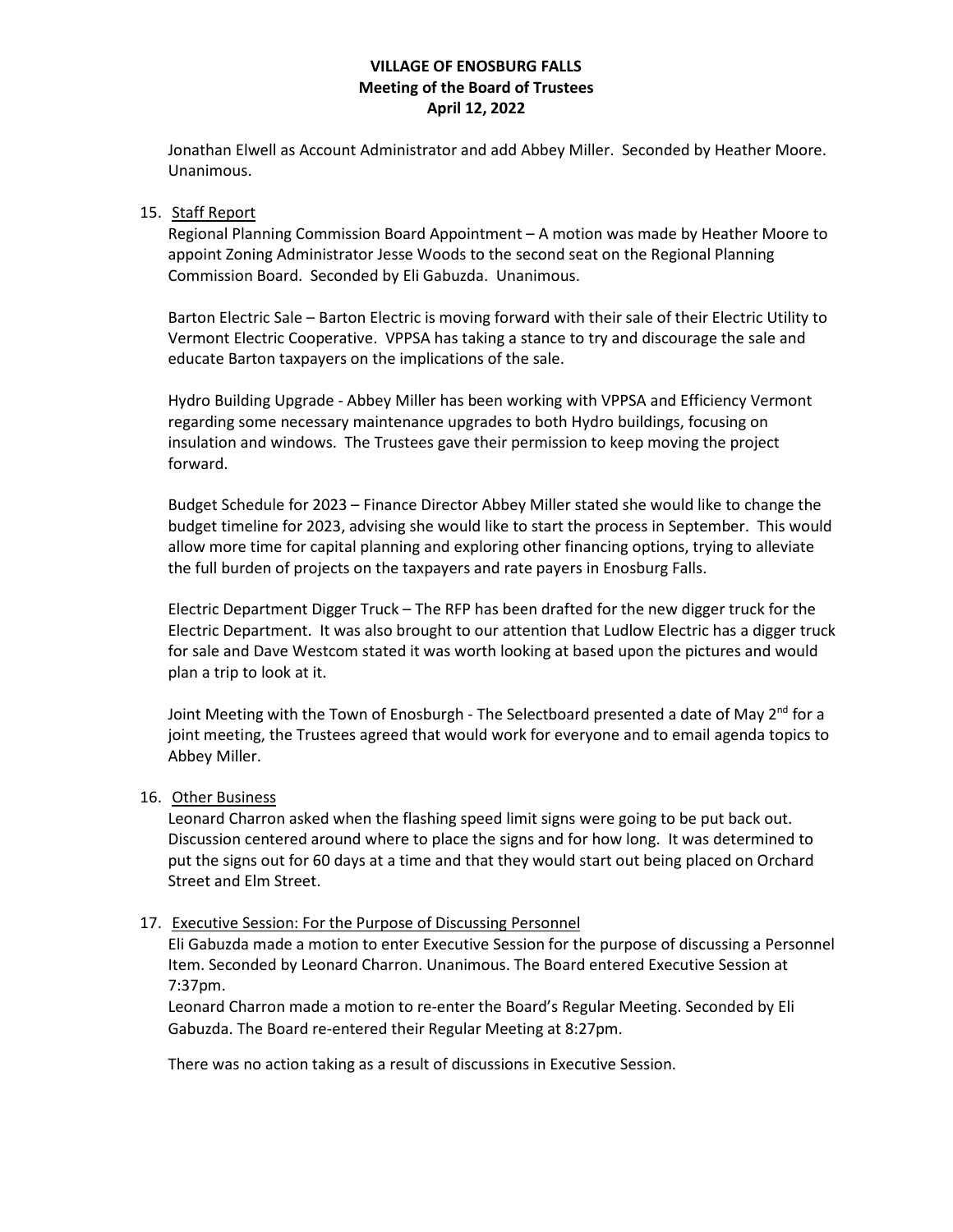Jonathan Elwell as Account Administrator and add Abbey Miller. Seconded by Heather Moore. Unanimous.

15. Staff Report

Regional Planning Commission Board Appointment – A motion was made by Heather Moore to appoint Zoning Administrator Jesse Woods to the second seat on the Regional Planning Commission Board. Seconded by Eli Gabuzda. Unanimous.

Barton Electric Sale – Barton Electric is moving forward with their sale of their Electric Utility to Vermont Electric Cooperative. VPPSA has taking a stance to try and discourage the sale and educate Barton taxpayers on the implications of the sale.

Hydro Building Upgrade - Abbey Miller has been working with VPPSA and Efficiency Vermont regarding some necessary maintenance upgrades to both Hydro buildings, focusing on insulation and windows. The Trustees gave their permission to keep moving the project forward.

Budget Schedule for 2023 – Finance Director Abbey Miller stated she would like to change the budget timeline for 2023, advising she would like to start the process in September. This would allow more time for capital planning and exploring other financing options, trying to alleviate the full burden of projects on the taxpayers and rate payers in Enosburg Falls.

Electric Department Digger Truck – The RFP has been drafted for the new digger truck for the Electric Department. It was also brought to our attention that Ludlow Electric has a digger truck for sale and Dave Westcom stated it was worth looking at based upon the pictures and would plan a trip to look at it.

Joint Meeting with the Town of Enosburgh - The Selectboard presented a date of May 2nd for a joint meeting, the Trustees agreed that would work for everyone and to email agenda topics to Abbey Miller.

16. Other Business

Leonard Charron asked when the flashing speed limit signs were going to be put back out. Discussion centered around where to place the signs and for how long. It was determined to put the signs out for 60 days at a time and that they would start out being placed on Orchard Street and Elm Street.

17. Executive Session: For the Purpose of Discussing Personnel

Eli Gabuzda made a motion to enter Executive Session for the purpose of discussing a Personnel Item. Seconded by Leonard Charron. Unanimous. The Board entered Executive Session at 7:37pm.

Leonard Charron made a motion to re-enter the Board's Regular Meeting. Seconded by Eli Gabuzda. The Board re-entered their Regular Meeting at 8:27pm.

There was no action taking as a result of discussions in Executive Session.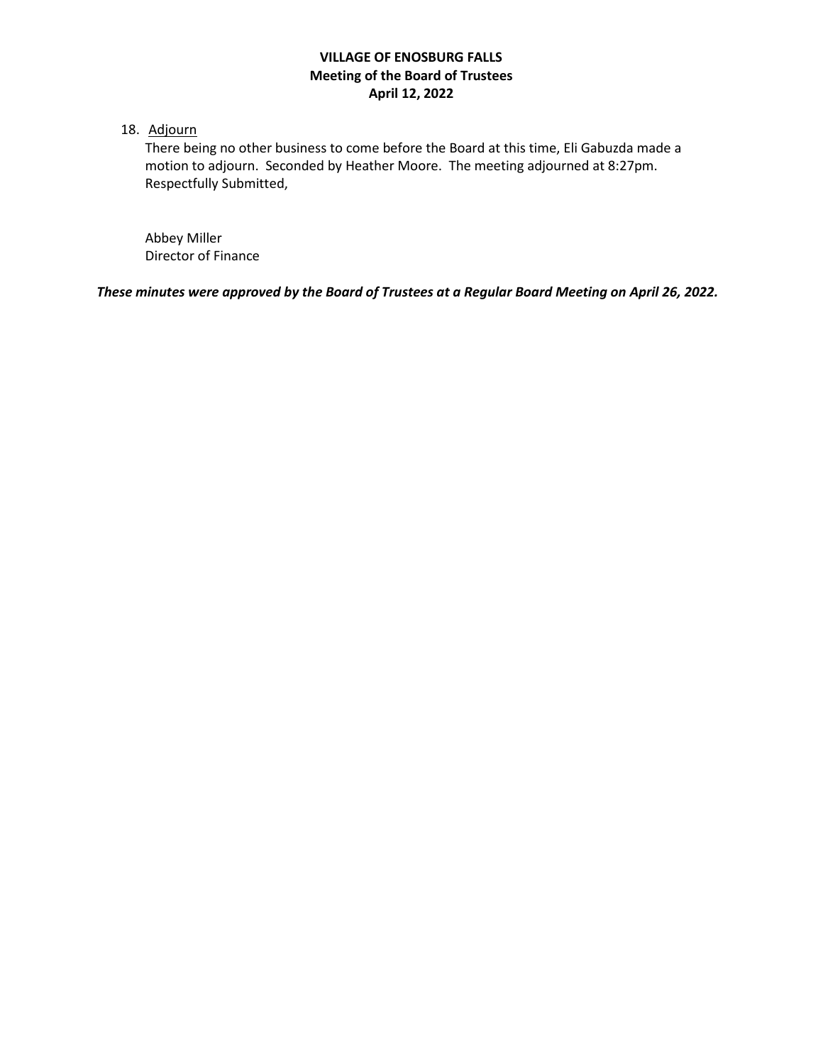18. Adjourn

There being no other business to come before the Board at this time, Eli Gabuzda made a motion to adjourn. Seconded by Heather Moore. The meeting adjourned at 8:27pm.
Respectfully Submitted,

Abbey Miller
Director of Finance

***These minutes were approved by the Board of Trustees at a Regular Board Meeting on April 26, 2022.***